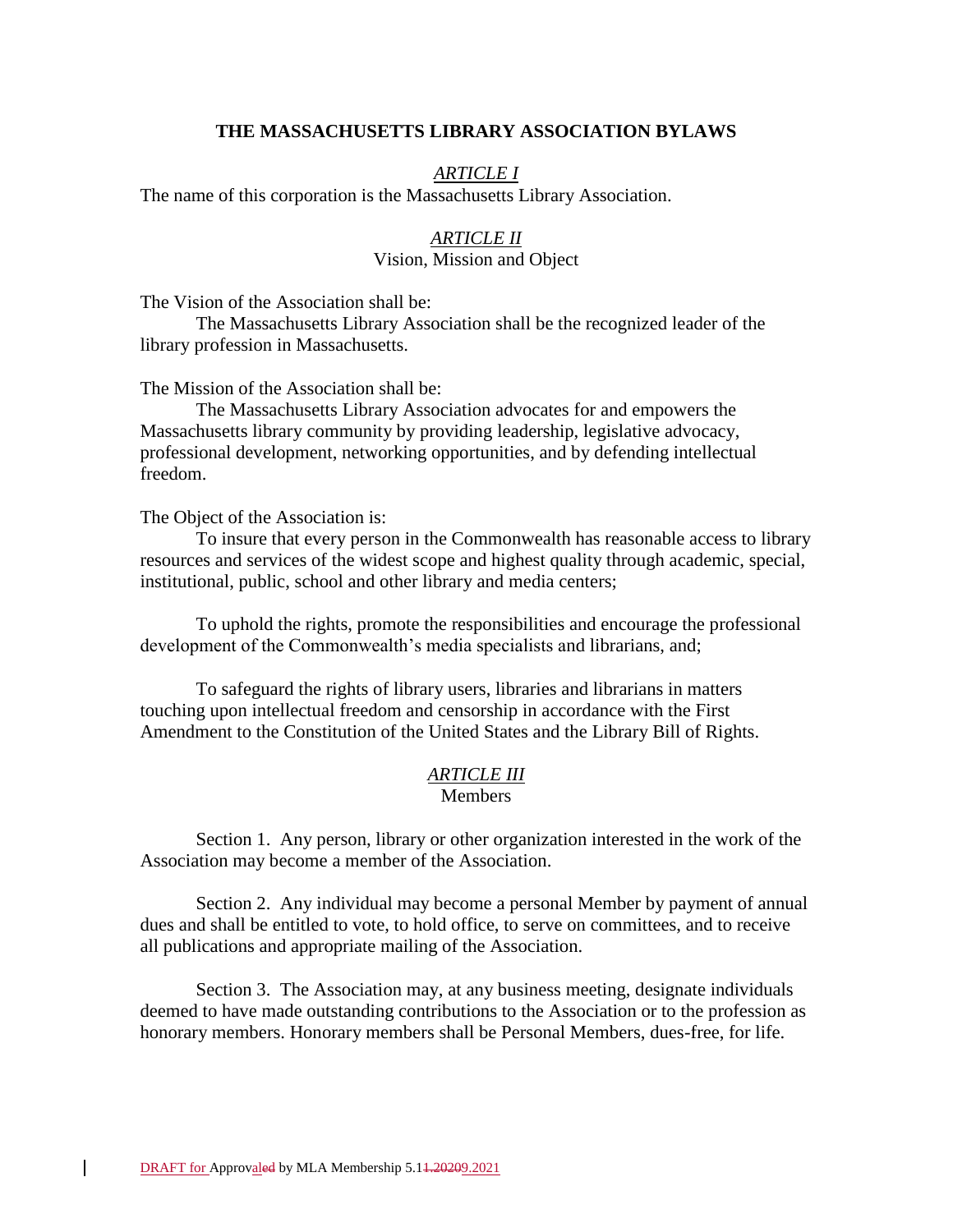# THE MASSACHUSETTS LIBRARY ASSOCIATION BYLAWS

## *ARTICLE I*

The name of this corporation is the Massachusetts Library Association.

## *ARTICLE II*

### Vision, Mission and Object

The Vision of the Association shall be:

The Massachusetts Library Association shall be the recognized leader of the library profession in Massachusetts.

The Mission of the Association shall be:

The Massachusetts Library Association advocates for and empowers the Massachusetts library community by providing leadership, legislative advocacy, professional development, networking opportunities, and by defending intellectual freedom.

The Object of the Association is:

To insure that every person in the Commonwealth has reasonable access to library resources and services of the widest scope and highest quality through academic, special, institutional, public, school and other library and media centers;

To uphold the rights, promote the responsibilities and encourage the professional development of the Commonwealth's media specialists and librarians, and;

To safeguard the rights of library users, libraries and librarians in matters touching upon intellectual freedom and censorship in accordance with the First Amendment to the Constitution of the United States and the Library Bill of Rights.

## *ARTICLE III*

### Members

Section 1. Any person, library or other organization interested in the work of the Association may become a member of the Association.

Section 2. Any individual may become a personal Member by payment of annual dues and shall be entitled to vote, to hold office, to serve on committees, and to receive all publications and appropriate mailing of the Association.

Section 3. The Association may, at any business meeting, designate individuals deemed to have made outstanding contributions to the Association or to the profession as honorary members. Honorary members shall be Personal Members, dues-free, for life.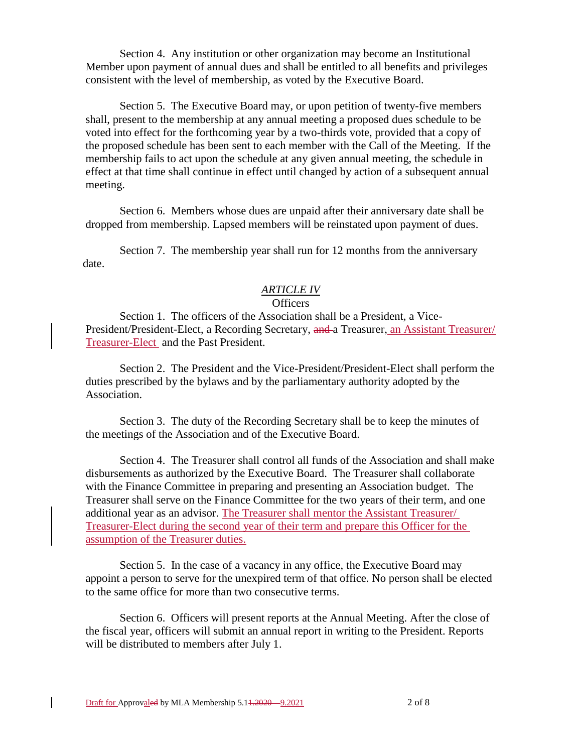Section 4. Any institution or other organization may become an Institutional Member upon payment of annual dues and shall be entitled to all benefits and privileges consistent with the level of membership, as voted by the Executive Board.

Section 5. The Executive Board may, or upon petition of twenty-five members shall, present to the membership at any annual meeting a proposed dues schedule to be voted into effect for the forthcoming year by a two-thirds vote, provided that a copy of the proposed schedule has been sent to each member with the Call of the Meeting. If the membership fails to act upon the schedule at any given annual meeting, the schedule in effect at that time shall continue in effect until changed by action of a subsequent annual meeting.

Section 6. Members whose dues are unpaid after their anniversary date shall be dropped from membership. Lapsed members will be reinstated upon payment of dues.

Section 7. The membership year shall run for 12 months from the anniversary date.

## *ARTICLE IV*

### Officers

Section 1. The officers of the Association shall be a President, a Vice-President/President-Elect, a Recording Secretary, ~~and~~ a Treasurer, an Assistant Treasurer/ Treasurer-Elect and the Past President.

Section 2. The President and the Vice-President/President-Elect shall perform the duties prescribed by the bylaws and by the parliamentary authority adopted by the Association.

Section 3. The duty of the Recording Secretary shall be to keep the minutes of the meetings of the Association and of the Executive Board.

Section 4. The Treasurer shall control all funds of the Association and shall make disbursements as authorized by the Executive Board. The Treasurer shall collaborate with the Finance Committee in preparing and presenting an Association budget. The Treasurer shall serve on the Finance Committee for the two years of their term, and one additional year as an advisor. The Treasurer shall mentor the Assistant Treasurer/ Treasurer-Elect during the second year of their term and prepare this Officer for the assumption of the Treasurer duties.

Section 5. In the case of a vacancy in any office, the Executive Board may appoint a person to serve for the unexpired term of that office. No person shall be elected to the same office for more than two consecutive terms.

Section 6. Officers will present reports at the Annual Meeting. After the close of the fiscal year, officers will submit an annual report in writing to the President. Reports will be distributed to members after July 1.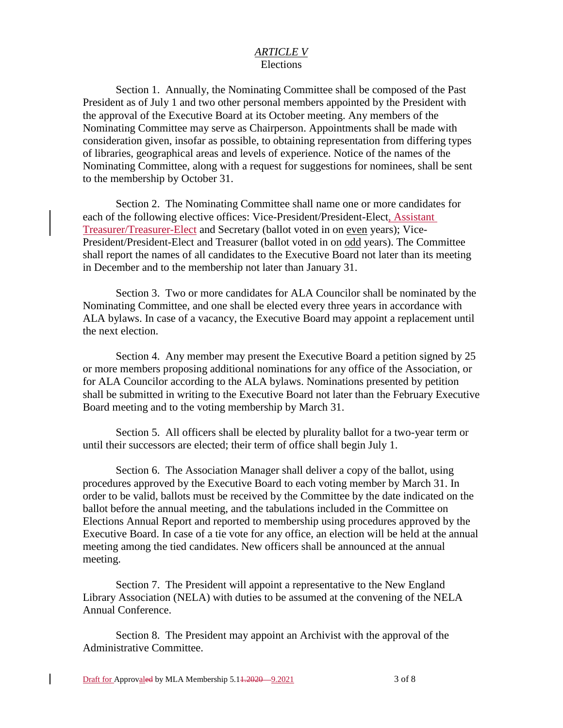*ARTICLE V*

Elections

Section 1. Annually, the Nominating Committee shall be composed of the Past President as of July 1 and two other personal members appointed by the President with the approval of the Executive Board at its October meeting. Any members of the Nominating Committee may serve as Chairperson. Appointments shall be made with consideration given, insofar as possible, to obtaining representation from differing types of libraries, geographical areas and levels of experience. Notice of the names of the Nominating Committee, along with a request for suggestions for nominees, shall be sent to the membership by October 31.

Section 2. The Nominating Committee shall name one or more candidates for each of the following elective offices: Vice-President/President-Elect, Assistant Treasurer/Treasurer-Elect and Secretary (ballot voted in on even years); Vice-President/President-Elect and Treasurer (ballot voted in on odd years). The Committee shall report the names of all candidates to the Executive Board not later than its meeting in December and to the membership not later than January 31.

Section 3. Two or more candidates for ALA Councilor shall be nominated by the Nominating Committee, and one shall be elected every three years in accordance with ALA bylaws. In case of a vacancy, the Executive Board may appoint a replacement until the next election.

Section 4. Any member may present the Executive Board a petition signed by 25 or more members proposing additional nominations for any office of the Association, or for ALA Councilor according to the ALA bylaws. Nominations presented by petition shall be submitted in writing to the Executive Board not later than the February Executive Board meeting and to the voting membership by March 31.

Section 5. All officers shall be elected by plurality ballot for a two-year term or until their successors are elected; their term of office shall begin July 1.

Section 6. The Association Manager shall deliver a copy of the ballot, using procedures approved by the Executive Board to each voting member by March 31. In order to be valid, ballots must be received by the Committee by the date indicated on the ballot before the annual meeting, and the tabulations included in the Committee on Elections Annual Report and reported to membership using procedures approved by the Executive Board. In case of a tie vote for any office, an election will be held at the annual meeting among the tied candidates. New officers shall be announced at the annual meeting.

Section 7. The President will appoint a representative to the New England Library Association (NELA) with duties to be assumed at the convening of the NELA Annual Conference.

Section 8. The President may appoint an Archivist with the approval of the Administrative Committee.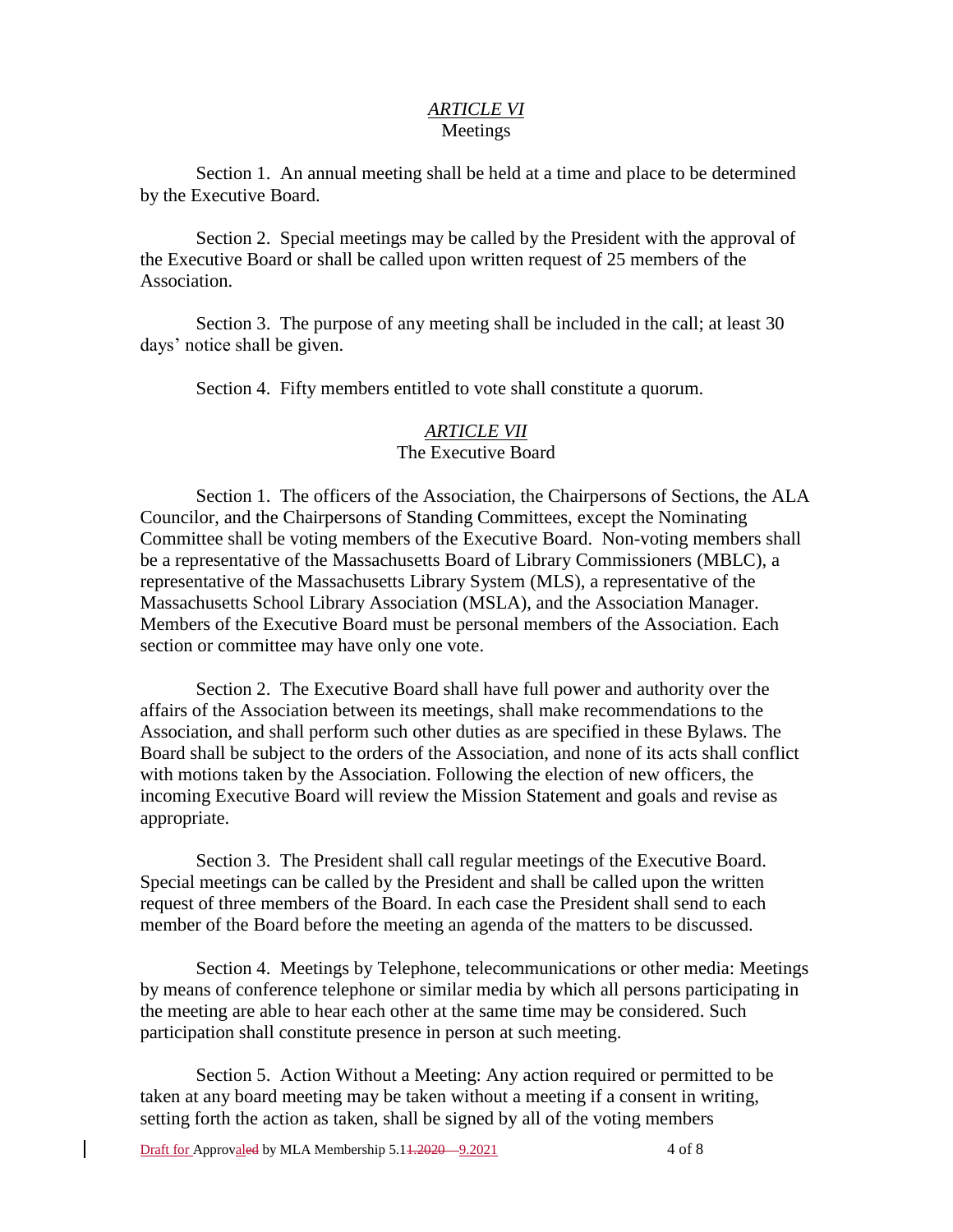## *ARTICLE VI*

### Meetings

Section 1. An annual meeting shall be held at a time and place to be determined by the Executive Board.

Section 2. Special meetings may be called by the President with the approval of the Executive Board or shall be called upon written request of 25 members of the Association.

Section 3. The purpose of any meeting shall be included in the call; at least 30 days' notice shall be given.

Section 4. Fifty members entitled to vote shall constitute a quorum.

## *ARTICLE VII*

### The Executive Board

Section 1. The officers of the Association, the Chairpersons of Sections, the ALA Councilor, and the Chairpersons of Standing Committees, except the Nominating Committee shall be voting members of the Executive Board. Non-voting members shall be a representative of the Massachusetts Board of Library Commissioners (MBLC), a representative of the Massachusetts Library System (MLS), a representative of the Massachusetts School Library Association (MSLA), and the Association Manager. Members of the Executive Board must be personal members of the Association. Each section or committee may have only one vote.

Section 2. The Executive Board shall have full power and authority over the affairs of the Association between its meetings, shall make recommendations to the Association, and shall perform such other duties as are specified in these Bylaws. The Board shall be subject to the orders of the Association, and none of its acts shall conflict with motions taken by the Association. Following the election of new officers, the incoming Executive Board will review the Mission Statement and goals and revise as appropriate.

Section 3. The President shall call regular meetings of the Executive Board. Special meetings can be called by the President and shall be called upon the written request of three members of the Board. In each case the President shall send to each member of the Board before the meeting an agenda of the matters to be discussed.

Section 4. Meetings by Telephone, telecommunications or other media: Meetings by means of conference telephone or similar media by which all persons participating in the meeting are able to hear each other at the same time may be considered. Such participation shall constitute presence in person at such meeting.

Section 5. Action Without a Meeting: Any action required or permitted to be taken at any board meeting may be taken without a meeting if a consent in writing, setting forth the action as taken, shall be signed by all of the voting members

Draft for Approvaled by MLA Membership 5.11.2020 9.2021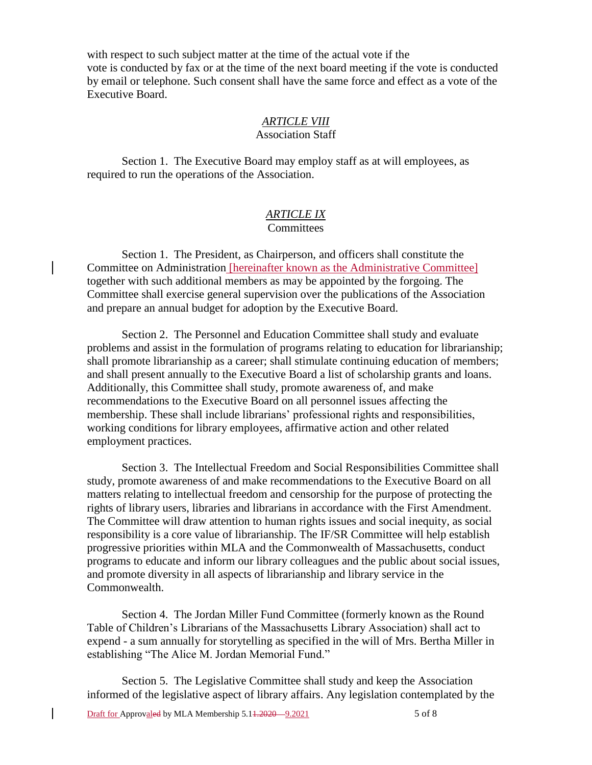with respect to such subject matter at the time of the actual vote if the vote is conducted by fax or at the time of the next board meeting if the vote is conducted by email or telephone. Such consent shall have the same force and effect as a vote of the Executive Board.

## *ARTICLE VIII*
### Association Staff

Section 1. The Executive Board may employ staff as at will employees, as required to run the operations of the Association.

## *ARTICLE IX*
### Committees

Section 1. The President, as Chairperson, and officers shall constitute the Committee on Administration [hereinafter known as the Administrative Committee] together with such additional members as may be appointed by the forgoing. The Committee shall exercise general supervision over the publications of the Association and prepare an annual budget for adoption by the Executive Board.

Section 2. The Personnel and Education Committee shall study and evaluate problems and assist in the formulation of programs relating to education for librarianship; shall promote librarianship as a career; shall stimulate continuing education of members; and shall present annually to the Executive Board a list of scholarship grants and loans. Additionally, this Committee shall study, promote awareness of, and make recommendations to the Executive Board on all personnel issues affecting the membership. These shall include librarians' professional rights and responsibilities, working conditions for library employees, affirmative action and other related employment practices.

Section 3. The Intellectual Freedom and Social Responsibilities Committee shall study, promote awareness of and make recommendations to the Executive Board on all matters relating to intellectual freedom and censorship for the purpose of protecting the rights of library users, libraries and librarians in accordance with the First Amendment. The Committee will draw attention to human rights issues and social inequity, as social responsibility is a core value of librarianship. The IF/SR Committee will help establish progressive priorities within MLA and the Commonwealth of Massachusetts, conduct programs to educate and inform our library colleagues and the public about social issues, and promote diversity in all aspects of librarianship and library service in the Commonwealth.

Section 4. The Jordan Miller Fund Committee (formerly known as the Round Table of Children's Librarians of the Massachusetts Library Association) shall act to expend - a sum annually for storytelling as specified in the will of Mrs. Bertha Miller in establishing "The Alice M. Jordan Memorial Fund."

Section 5. The Legislative Committee shall study and keep the Association informed of the legislative aspect of library affairs. Any legislation contemplated by the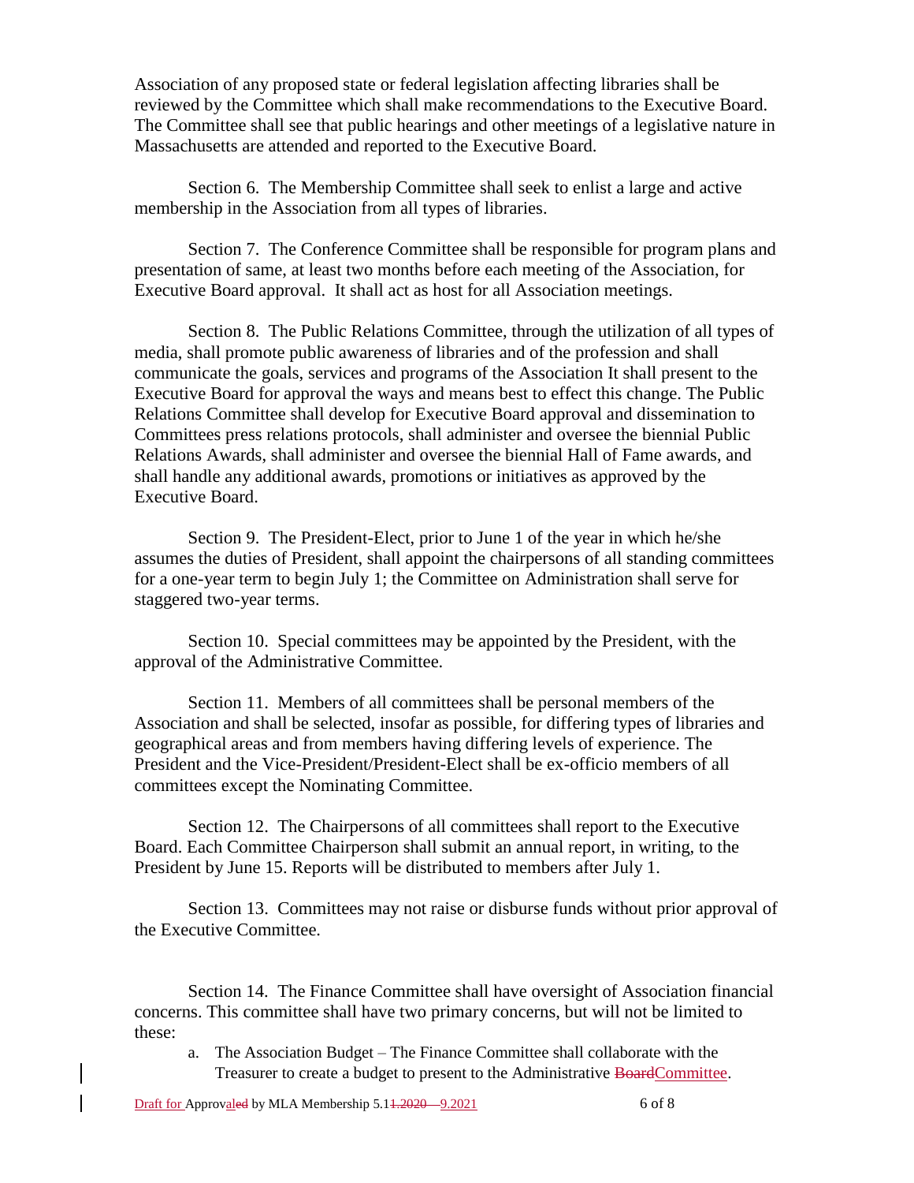Association of any proposed state or federal legislation affecting libraries shall be reviewed by the Committee which shall make recommendations to the Executive Board. The Committee shall see that public hearings and other meetings of a legislative nature in Massachusetts are attended and reported to the Executive Board.

Section 6. The Membership Committee shall seek to enlist a large and active membership in the Association from all types of libraries.

Section 7. The Conference Committee shall be responsible for program plans and presentation of same, at least two months before each meeting of the Association, for Executive Board approval. It shall act as host for all Association meetings.

Section 8. The Public Relations Committee, through the utilization of all types of media, shall promote public awareness of libraries and of the profession and shall communicate the goals, services and programs of the Association It shall present to the Executive Board for approval the ways and means best to effect this change. The Public Relations Committee shall develop for Executive Board approval and dissemination to Committees press relations protocols, shall administer and oversee the biennial Public Relations Awards, shall administer and oversee the biennial Hall of Fame awards, and shall handle any additional awards, promotions or initiatives as approved by the Executive Board.

Section 9. The President-Elect, prior to June 1 of the year in which he/she assumes the duties of President, shall appoint the chairpersons of all standing committees for a one-year term to begin July 1; the Committee on Administration shall serve for staggered two-year terms.

Section 10. Special committees may be appointed by the President, with the approval of the Administrative Committee.

Section 11. Members of all committees shall be personal members of the Association and shall be selected, insofar as possible, for differing types of libraries and geographical areas and from members having differing levels of experience. The President and the Vice-President/President-Elect shall be ex-officio members of all committees except the Nominating Committee.

Section 12. The Chairpersons of all committees shall report to the Executive Board. Each Committee Chairperson shall submit an annual report, in writing, to the President by June 15. Reports will be distributed to members after July 1.

Section 13. Committees may not raise or disburse funds without prior approval of the Executive Committee.

Section 14. The Finance Committee shall have oversight of Association financial concerns. This committee shall have two primary concerns, but will not be limited to these:

a. The Association Budget – The Finance Committee shall collaborate with the Treasurer to create a budget to present to the Administrative ~~Board~~Committee.

Draft for Approvaled by MLA Membership 5.11.2020 9.2021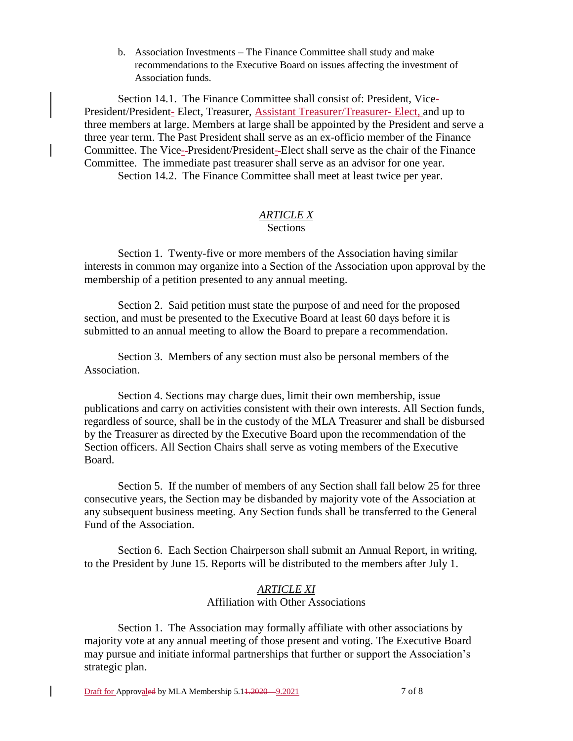b. Association Investments – The Finance Committee shall study and make recommendations to the Executive Board on issues affecting the investment of Association funds.

Section 14.1. The Finance Committee shall consist of: President, Vice-President/President- Elect, Treasurer, Assistant Treasurer/Treasurer- Elect, and up to three members at large. Members at large shall be appointed by the President and serve a three year term. The Past President shall serve as an ex-officio member of the Finance Committee. The Vice-President/President-Elect shall serve as the chair of the Finance Committee. The immediate past treasurer shall serve as an advisor for one year.

Section 14.2. The Finance Committee shall meet at least twice per year.

## *ARTICLE X*
## Sections

Section 1. Twenty-five or more members of the Association having similar interests in common may organize into a Section of the Association upon approval by the membership of a petition presented to any annual meeting.

Section 2. Said petition must state the purpose of and need for the proposed section, and must be presented to the Executive Board at least 60 days before it is submitted to an annual meeting to allow the Board to prepare a recommendation.

Section 3. Members of any section must also be personal members of the Association.

Section 4. Sections may charge dues, limit their own membership, issue publications and carry on activities consistent with their own interests. All Section funds, regardless of source, shall be in the custody of the MLA Treasurer and shall be disbursed by the Treasurer as directed by the Executive Board upon the recommendation of the Section officers. All Section Chairs shall serve as voting members of the Executive Board.

Section 5. If the number of members of any Section shall fall below 25 for three consecutive years, the Section may be disbanded by majority vote of the Association at any subsequent business meeting. Any Section funds shall be transferred to the General Fund of the Association.

Section 6. Each Section Chairperson shall submit an Annual Report, in writing, to the President by June 15. Reports will be distributed to the members after July 1.

## *ARTICLE XI*
## Affiliation with Other Associations

Section 1. The Association may formally affiliate with other associations by majority vote at any annual meeting of those present and voting. The Executive Board may pursue and initiate informal partnerships that further or support the Association's strategic plan.

Draft for Approval by MLA Membership 5.1.9.2021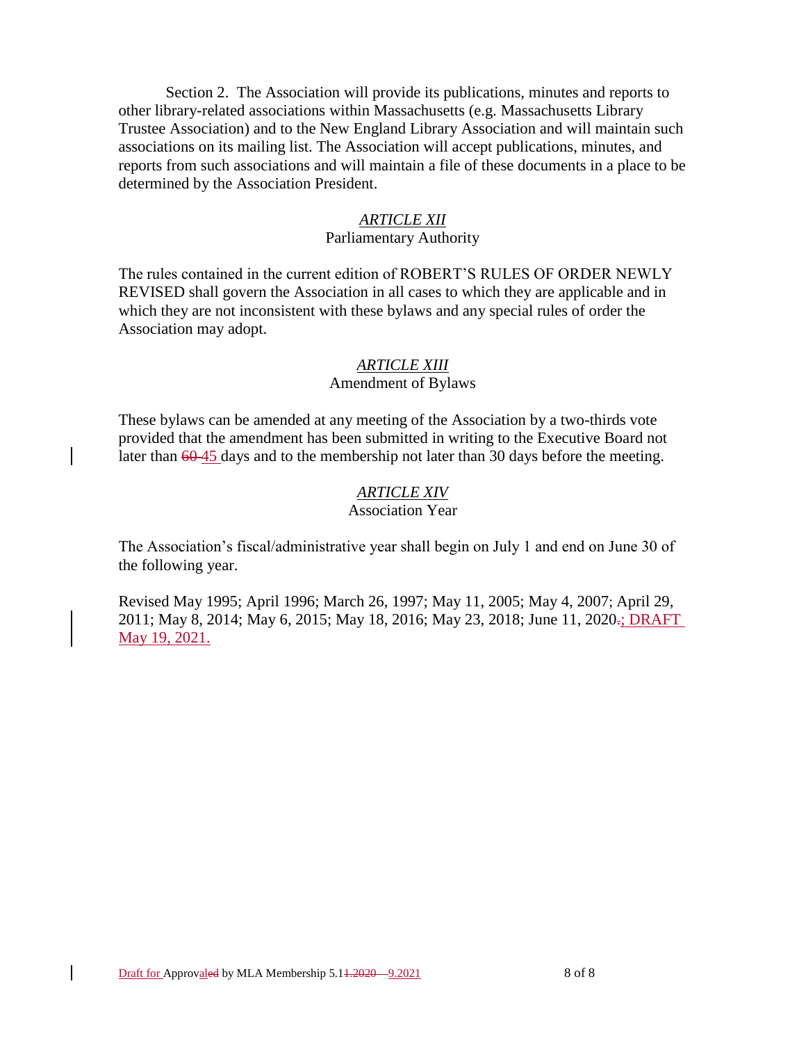Section 2. The Association will provide its publications, minutes and reports to other library-related associations within Massachusetts (e.g. Massachusetts Library Trustee Association) and to the New England Library Association and will maintain such associations on its mailing list. The Association will accept publications, minutes, and reports from such associations and will maintain a file of these documents in a place to be determined by the Association President.

## *ARTICLE XII*
Parliamentary Authority

The rules contained in the current edition of ROBERT'S RULES OF ORDER NEWLY REVISED shall govern the Association in all cases to which they are applicable and in which they are not inconsistent with these bylaws and any special rules of order the Association may adopt.

## *ARTICLE XIII*
Amendment of Bylaws

These bylaws can be amended at any meeting of the Association by a two-thirds vote provided that the amendment has been submitted in writing to the Executive Board not later than ~~60~~ 45 days and to the membership not later than 30 days before the meeting.

## *ARTICLE XIV*
Association Year

The Association's fiscal/administrative year shall begin on July 1 and end on June 30 of the following year.

Revised May 1995; April 1996; March 26, 1997; May 11, 2005; May 4, 2007; April 29, 2011; May 8, 2014; May 6, 2015; May 18, 2016; May 23, 2018; June 11, 2020~~.~~; DRAFT May 19, 2021.